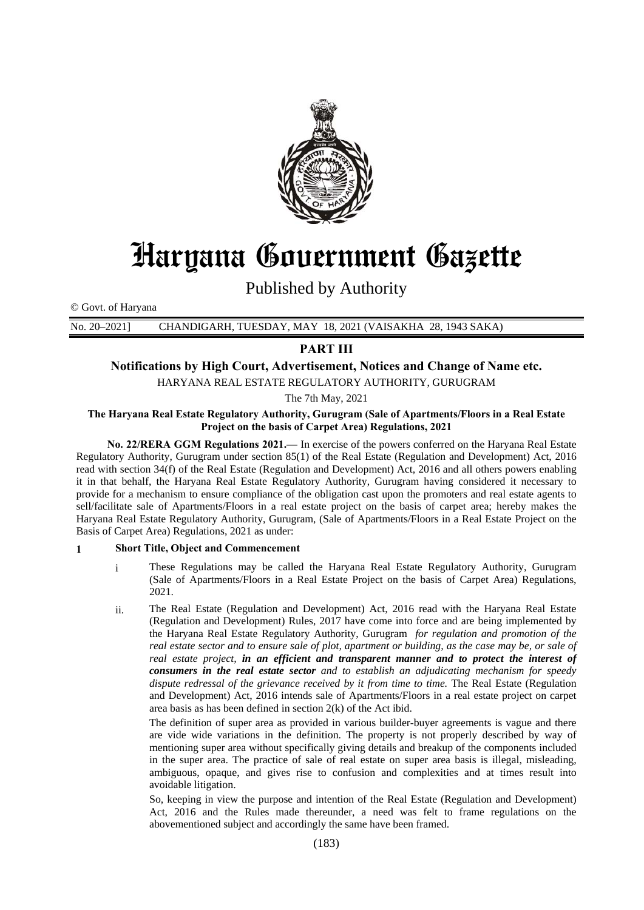# Haryana Government Gazette

Published by Authority

© Govt. of Haryana

No. 20–2021] CHANDIGARH, TUESDAY, MAY 18, 2021 (VAISAKHA 28, 1943 SAKA)

## PART III

### Notifications by High Court, Advertisement, Notices and Change of Name etc.

HARYANA REAL ESTATE REGULATORY AUTHORITY, GURUGRAM

The 7th May, 2021

**The Haryana Real Estate Regulatory Authority, Gurugram (Sale of Apartments/Floors in a Real Estate Project on the basis of Carpet Area) Regulations, 2021**

**No. 22/RERA GGM Regulations 2021.—** In exercise of the powers conferred on the Haryana Real Estate Regulatory Authority, Gurugram under section 85(1) of the Real Estate (Regulation and Development) Act, 2016 read with section 34(f) of the Real Estate (Regulation and Development) Act, 2016 and all others powers enabling it in that behalf, the Haryana Real Estate Regulatory Authority, Gurugram having considered it necessary to provide for a mechanism to ensure compliance of the obligation cast upon the promoters and real estate agents to sell/facilitate sale of Apartments/Floors in a real estate project on the basis of carpet area; hereby makes the Haryana Real Estate Regulatory Authority, Gurugram, (Sale of Apartments/Floors in a Real Estate Project on the Basis of Carpet Area) Regulations, 2021 as under:

**1 Short Title, Object and Commencement**

i These Regulations may be called the Haryana Real Estate Regulatory Authority, Gurugram (Sale of Apartments/Floors in a Real Estate Project on the basis of Carpet Area) Regulations, 2021.

ii. The Real Estate (Regulation and Development) Act, 2016 read with the Haryana Real Estate (Regulation and Development) Rules, 2017 have come into force and are being implemented by the Haryana Real Estate Regulatory Authority, Gurugram *for regulation and promotion of the real estate sector and to ensure sale of plot, apartment or building, as the case may be, or sale of real estate project,* ***in an efficient and transparent manner and to protect the interest of consumers in the real estate sector*** *and to establish an adjudicating mechanism for speedy dispute redressal of the grievance received by it from time to time.* The Real Estate (Regulation and Development) Act, 2016 intends sale of Apartments/Floors in a real estate project on carpet area basis as has been defined in section 2(k) of the Act ibid.

The definition of super area as provided in various builder-buyer agreements is vague and there are vide wide variations in the definition. The property is not properly described by way of mentioning super area without specifically giving details and breakup of the components included in the super area. The practice of sale of real estate on super area basis is illegal, misleading, ambiguous, opaque, and gives rise to confusion and complexities and at times result into avoidable litigation.

So, keeping in view the purpose and intention of the Real Estate (Regulation and Development) Act, 2016 and the Rules made thereunder, a need was felt to frame regulations on the abovementioned subject and accordingly the same have been framed.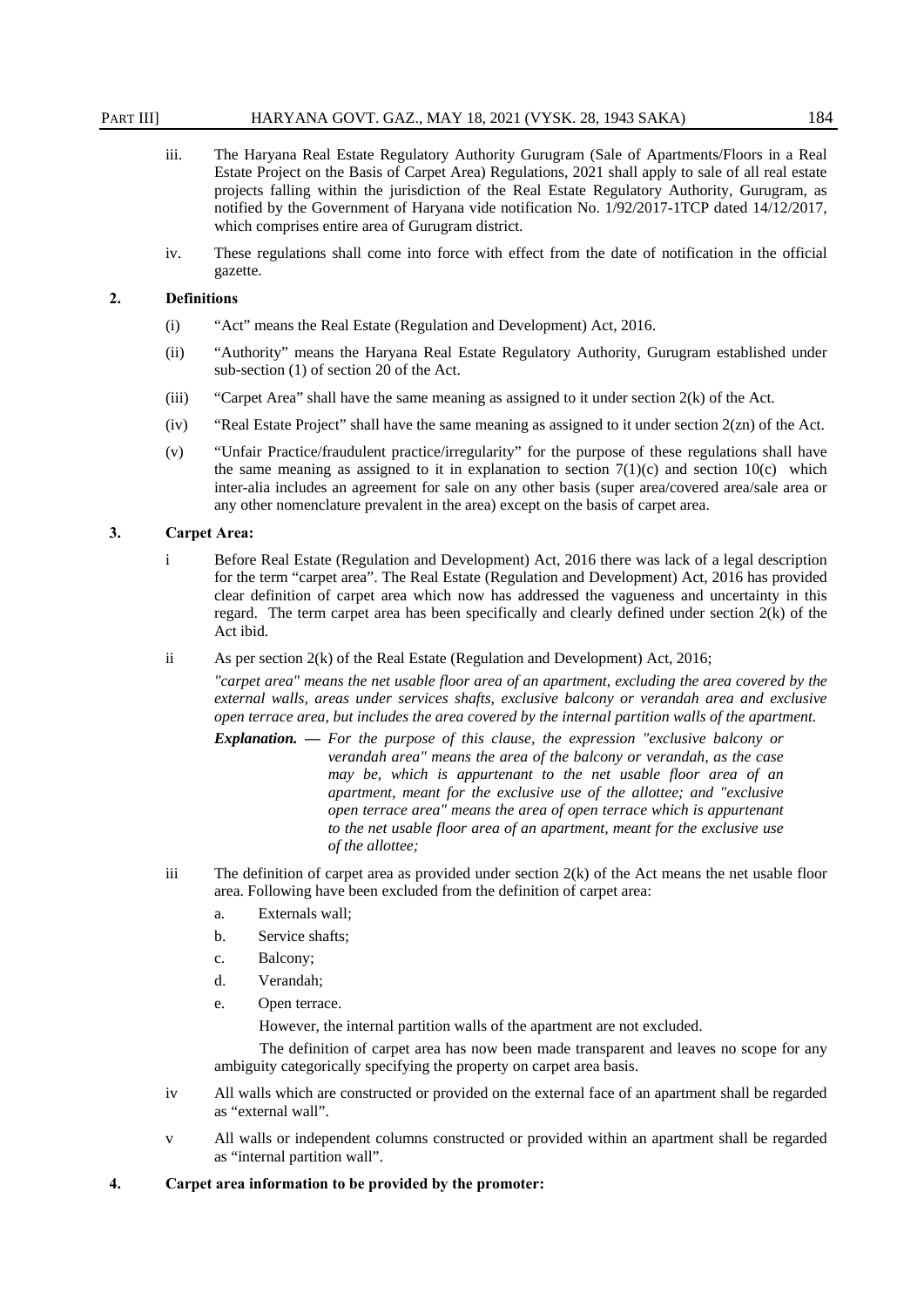iii. The Haryana Real Estate Regulatory Authority Gurugram (Sale of Apartments/Floors in a Real Estate Project on the Basis of Carpet Area) Regulations, 2021 shall apply to sale of all real estate projects falling within the jurisdiction of the Real Estate Regulatory Authority, Gurugram, as notified by the Government of Haryana vide notification No. 1/92/2017-1TCP dated 14/12/2017, which comprises entire area of Gurugram district.

iv. These regulations shall come into force with effect from the date of notification in the official gazette.

**2. Definitions**

(i) "Act" means the Real Estate (Regulation and Development) Act, 2016.

(ii) "Authority" means the Haryana Real Estate Regulatory Authority, Gurugram established under sub-section (1) of section 20 of the Act.

(iii) "Carpet Area" shall have the same meaning as assigned to it under section 2(k) of the Act.

(iv) "Real Estate Project" shall have the same meaning as assigned to it under section 2(zn) of the Act.

(v) "Unfair Practice/fraudulent practice/irregularity" for the purpose of these regulations shall have the same meaning as assigned to it in explanation to section 7(1)(c) and section 10(c) which inter-alia includes an agreement for sale on any other basis (super area/covered area/sale area or any other nomenclature prevalent in the area) except on the basis of carpet area.

**3. Carpet Area:**

i Before Real Estate (Regulation and Development) Act, 2016 there was lack of a legal description for the term "carpet area". The Real Estate (Regulation and Development) Act, 2016 has provided clear definition of carpet area which now has addressed the vagueness and uncertainty in this regard. The term carpet area has been specifically and clearly defined under section 2(k) of the Act ibid.

ii As per section 2(k) of the Real Estate (Regulation and Development) Act, 2016;

*"carpet area" means the net usable floor area of an apartment, excluding the area covered by the external walls, areas under services shafts, exclusive balcony or verandah area and exclusive open terrace area, but includes the area covered by the internal partition walls of the apartment.*

***Explanation. —*** *For the purpose of this clause, the expression "exclusive balcony or verandah area" means the area of the balcony or verandah, as the case may be, which is appurtenant to the net usable floor area of an apartment, meant for the exclusive use of the allottee; and "exclusive open terrace area" means the area of open terrace which is appurtenant to the net usable floor area of an apartment, meant for the exclusive use of the allottee;*

iii The definition of carpet area as provided under section 2(k) of the Act means the net usable floor area. Following have been excluded from the definition of carpet area:

a. Externals wall;
b. Service shafts;
c. Balcony;
d. Verandah;
e. Open terrace.

However, the internal partition walls of the apartment are not excluded.

The definition of carpet area has now been made transparent and leaves no scope for any ambiguity categorically specifying the property on carpet area basis.

iv All walls which are constructed or provided on the external face of an apartment shall be regarded as "external wall".

v All walls or independent columns constructed or provided within an apartment shall be regarded as "internal partition wall".

**4. Carpet area information to be provided by the promoter:**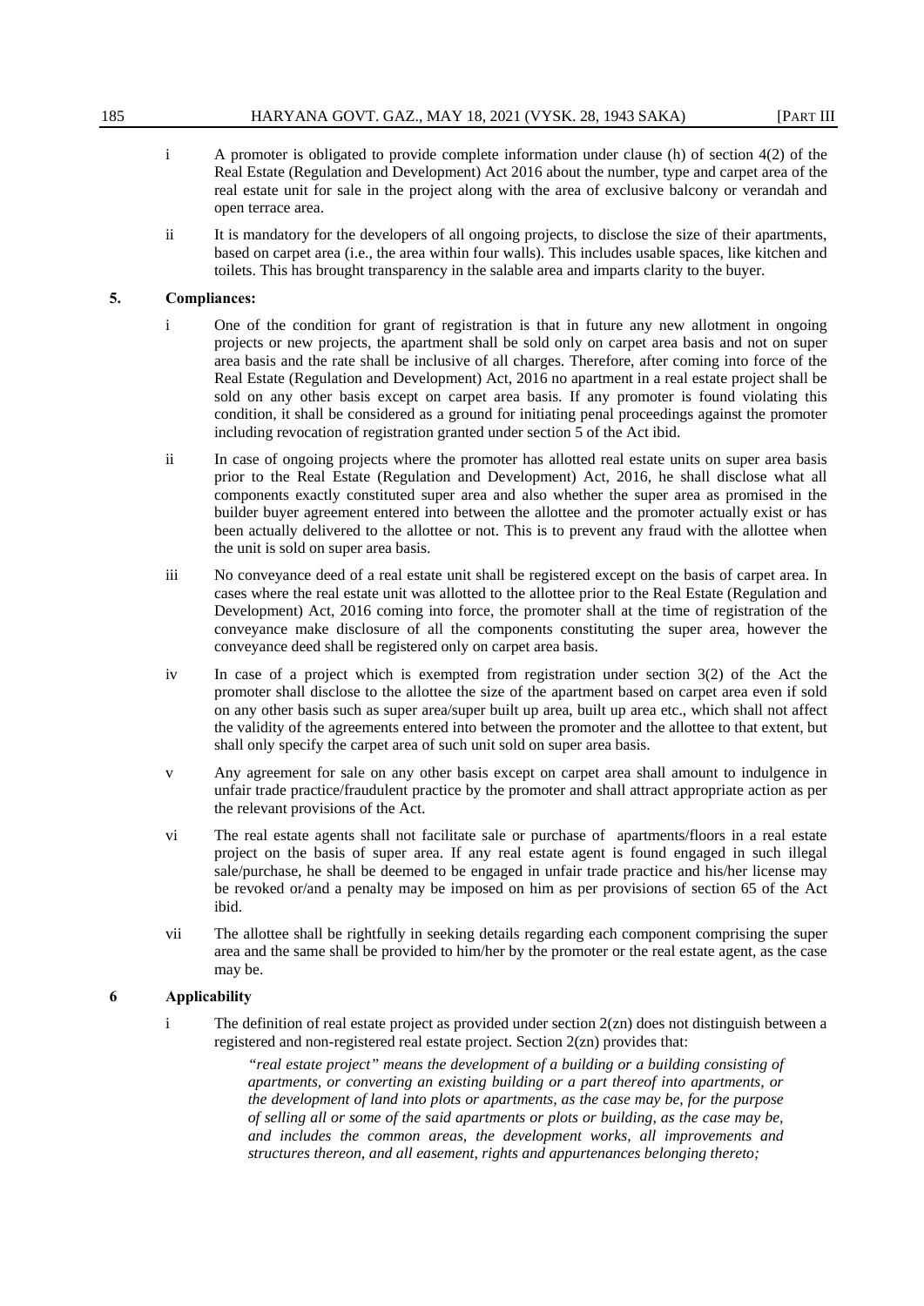i A promoter is obligated to provide complete information under clause (h) of section 4(2) of the Real Estate (Regulation and Development) Act 2016 about the number, type and carpet area of the real estate unit for sale in the project along with the area of exclusive balcony or verandah and open terrace area.

ii It is mandatory for the developers of all ongoing projects, to disclose the size of their apartments, based on carpet area (i.e., the area within four walls). This includes usable spaces, like kitchen and toilets. This has brought transparency in the salable area and imparts clarity to the buyer.

## 5. Compliances:

i One of the condition for grant of registration is that in future any new allotment in ongoing projects or new projects, the apartment shall be sold only on carpet area basis and not on super area basis and the rate shall be inclusive of all charges. Therefore, after coming into force of the Real Estate (Regulation and Development) Act, 2016 no apartment in a real estate project shall be sold on any other basis except on carpet area basis. If any promoter is found violating this condition, it shall be considered as a ground for initiating penal proceedings against the promoter including revocation of registration granted under section 5 of the Act ibid.

ii In case of ongoing projects where the promoter has allotted real estate units on super area basis prior to the Real Estate (Regulation and Development) Act, 2016, he shall disclose what all components exactly constituted super area and also whether the super area as promised in the builder buyer agreement entered into between the allottee and the promoter actually exist or has been actually delivered to the allottee or not. This is to prevent any fraud with the allottee when the unit is sold on super area basis.

iii No conveyance deed of a real estate unit shall be registered except on the basis of carpet area. In cases where the real estate unit was allotted to the allottee prior to the Real Estate (Regulation and Development) Act, 2016 coming into force, the promoter shall at the time of registration of the conveyance make disclosure of all the components constituting the super area, however the conveyance deed shall be registered only on carpet area basis.

iv In case of a project which is exempted from registration under section 3(2) of the Act the promoter shall disclose to the allottee the size of the apartment based on carpet area even if sold on any other basis such as super area/super built up area, built up area etc., which shall not affect the validity of the agreements entered into between the promoter and the allottee to that extent, but shall only specify the carpet area of such unit sold on super area basis.

v Any agreement for sale on any other basis except on carpet area shall amount to indulgence in unfair trade practice/fraudulent practice by the promoter and shall attract appropriate action as per the relevant provisions of the Act.

vi The real estate agents shall not facilitate sale or purchase of apartments/floors in a real estate project on the basis of super area. If any real estate agent is found engaged in such illegal sale/purchase, he shall be deemed to be engaged in unfair trade practice and his/her license may be revoked or/and a penalty may be imposed on him as per provisions of section 65 of the Act ibid.

vii The allottee shall be rightfully in seeking details regarding each component comprising the super area and the same shall be provided to him/her by the promoter or the real estate agent, as the case may be.

## 6 Applicability

i The definition of real estate project as provided under section 2(zn) does not distinguish between a registered and non-registered real estate project. Section 2(zn) provides that:

> *"real estate project" means the development of a building or a building consisting of apartments, or converting an existing building or a part thereof into apartments, or the development of land into plots or apartments, as the case may be, for the purpose of selling all or some of the said apartments or plots or building, as the case may be, and includes the common areas, the development works, all improvements and structures thereon, and all easement, rights and appurtenances belonging thereto;*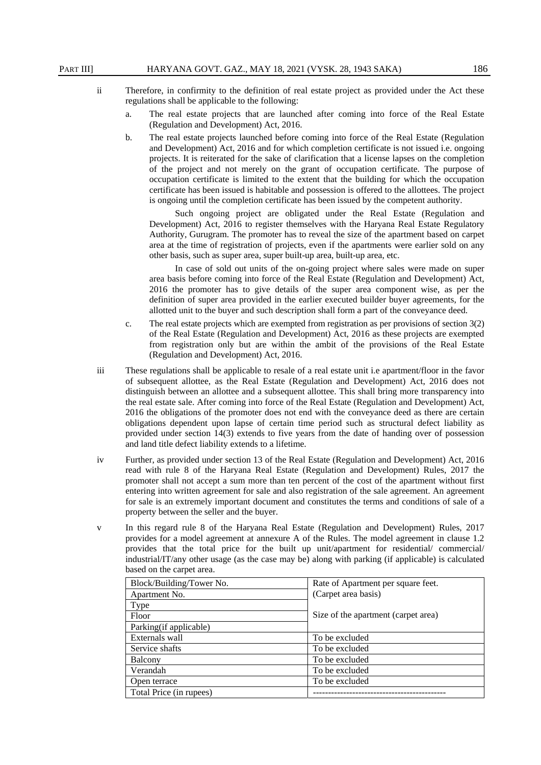ii Therefore, in confirmity to the definition of real estate project as provided under the Act these regulations shall be applicable to the following:

a. The real estate projects that are launched after coming into force of the Real Estate (Regulation and Development) Act, 2016.

b. The real estate projects launched before coming into force of the Real Estate (Regulation and Development) Act, 2016 and for which completion certificate is not issued i.e. ongoing projects. It is reiterated for the sake of clarification that a license lapses on the completion of the project and not merely on the grant of occupation certificate. The purpose of occupation certificate is limited to the extent that the building for which the occupation certificate has been issued is habitable and possession is offered to the allottees. The project is ongoing until the completion certificate has been issued by the competent authority.

Such ongoing project are obligated under the Real Estate (Regulation and Development) Act, 2016 to register themselves with the Haryana Real Estate Regulatory Authority, Gurugram. The promoter has to reveal the size of the apartment based on carpet area at the time of registration of projects, even if the apartments were earlier sold on any other basis, such as super area, super built-up area, built-up area, etc.

In case of sold out units of the on-going project where sales were made on super area basis before coming into force of the Real Estate (Regulation and Development) Act, 2016 the promoter has to give details of the super area component wise, as per the definition of super area provided in the earlier executed builder buyer agreements, for the allotted unit to the buyer and such description shall form a part of the conveyance deed.

c. The real estate projects which are exempted from registration as per provisions of section 3(2) of the Real Estate (Regulation and Development) Act, 2016 as these projects are exempted from registration only but are within the ambit of the provisions of the Real Estate (Regulation and Development) Act, 2016.

iii These regulations shall be applicable to resale of a real estate unit i.e apartment/floor in the favor of subsequent allottee, as the Real Estate (Regulation and Development) Act, 2016 does not distinguish between an allottee and a subsequent allottee. This shall bring more transparency into the real estate sale. After coming into force of the Real Estate (Regulation and Development) Act, 2016 the obligations of the promoter does not end with the conveyance deed as there are certain obligations dependent upon lapse of certain time period such as structural defect liability as provided under section 14(3) extends to five years from the date of handing over of possession and land title defect liability extends to a lifetime.

iv Further, as provided under section 13 of the Real Estate (Regulation and Development) Act, 2016 read with rule 8 of the Haryana Real Estate (Regulation and Development) Rules, 2017 the promoter shall not accept a sum more than ten percent of the cost of the apartment without first entering into written agreement for sale and also registration of the sale agreement. An agreement for sale is an extremely important document and constitutes the terms and conditions of sale of a property between the seller and the buyer.

v In this regard rule 8 of the Haryana Real Estate (Regulation and Development) Rules, 2017 provides for a model agreement at annexure A of the Rules. The model agreement in clause 1.2 provides that the total price for the built up unit/apartment for residential/ commercial/ industrial/IT/any other usage (as the case may be) along with parking (if applicable) is calculated based on the carpet area.

| Block/Building/Tower No. | Rate of Apartment per square feet. (Carpet area basis) |
|---|---|
| Apartment No. | |
| Type | Size of the apartment (carpet area) |
| Floor | |
| Parking(if applicable) | |
| Externals wall | To be excluded |
| Service shafts | To be excluded |
| Balcony | To be excluded |
| Verandah | To be excluded |
| Open terrace | To be excluded |
| Total Price (in rupees) | -------------------------------------------- |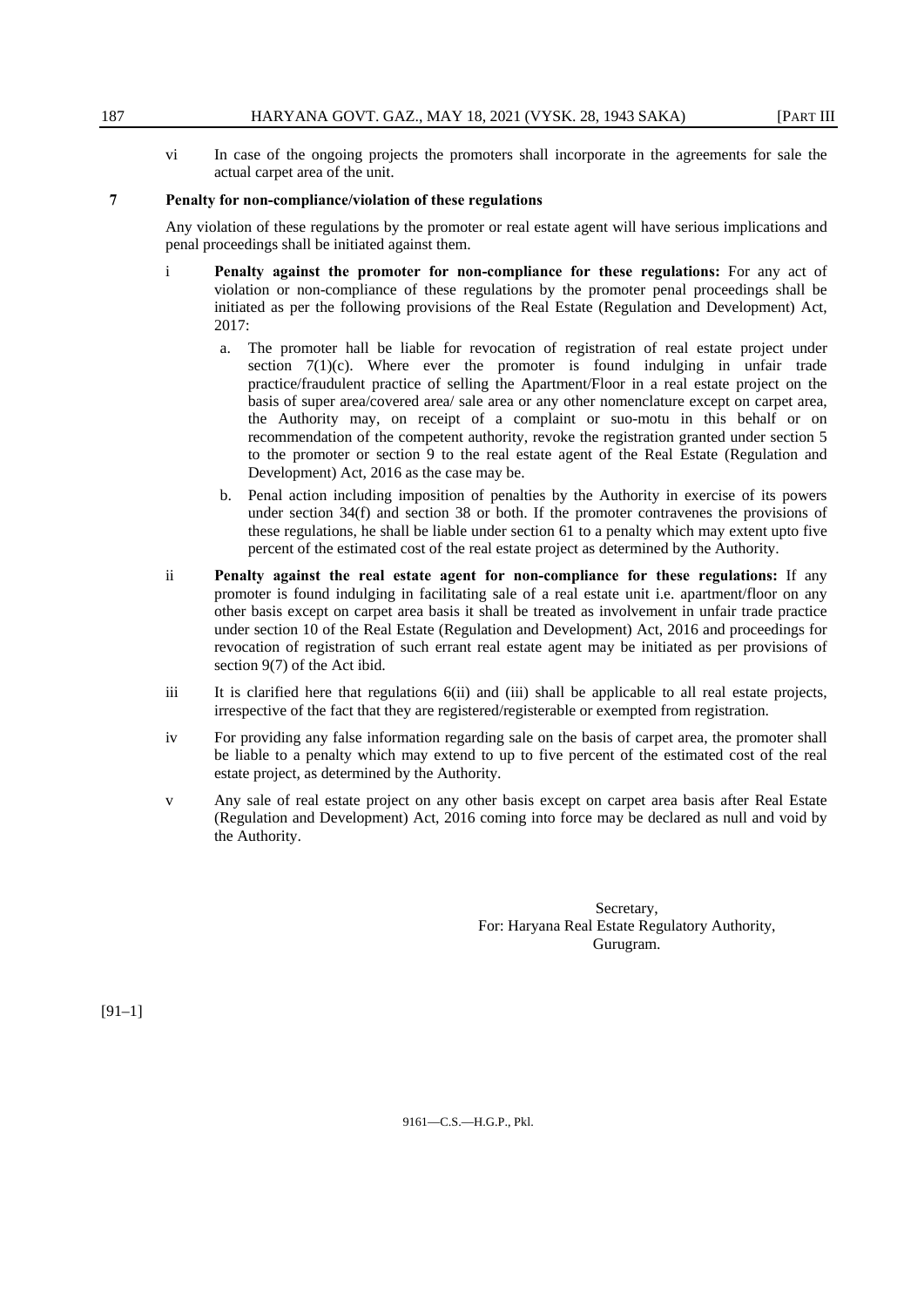vi In case of the ongoing projects the promoters shall incorporate in the agreements for sale the actual carpet area of the unit.

**7 Penalty for non-compliance/violation of these regulations**

Any violation of these regulations by the promoter or real estate agent will have serious implications and penal proceedings shall be initiated against them.

i **Penalty against the promoter for non-compliance for these regulations:** For any act of violation or non-compliance of these regulations by the promoter penal proceedings shall be initiated as per the following provisions of the Real Estate (Regulation and Development) Act, 2017:

a. The promoter hall be liable for revocation of registration of real estate project under section 7(1)(c). Where ever the promoter is found indulging in unfair trade practice/fraudulent practice of selling the Apartment/Floor in a real estate project on the basis of super area/covered area/ sale area or any other nomenclature except on carpet area, the Authority may, on receipt of a complaint or suo-motu in this behalf or on recommendation of the competent authority, revoke the registration granted under section 5 to the promoter or section 9 to the real estate agent of the Real Estate (Regulation and Development) Act, 2016 as the case may be.

b. Penal action including imposition of penalties by the Authority in exercise of its powers under section 34(f) and section 38 or both. If the promoter contravenes the provisions of these regulations, he shall be liable under section 61 to a penalty which may extent upto five percent of the estimated cost of the real estate project as determined by the Authority.

ii **Penalty against the real estate agent for non-compliance for these regulations:** If any promoter is found indulging in facilitating sale of a real estate unit i.e. apartment/floor on any other basis except on carpet area basis it shall be treated as involvement in unfair trade practice under section 10 of the Real Estate (Regulation and Development) Act, 2016 and proceedings for revocation of registration of such errant real estate agent may be initiated as per provisions of section 9(7) of the Act ibid.

iii It is clarified here that regulations 6(ii) and (iii) shall be applicable to all real estate projects, irrespective of the fact that they are registered/registerable or exempted from registration.

iv For providing any false information regarding sale on the basis of carpet area, the promoter shall be liable to a penalty which may extend to up to five percent of the estimated cost of the real estate project, as determined by the Authority.

v Any sale of real estate project on any other basis except on carpet area basis after Real Estate (Regulation and Development) Act, 2016 coming into force may be declared as null and void by the Authority.

Secretary,
For: Haryana Real Estate Regulatory Authority,
Gurugram.

[91–1]